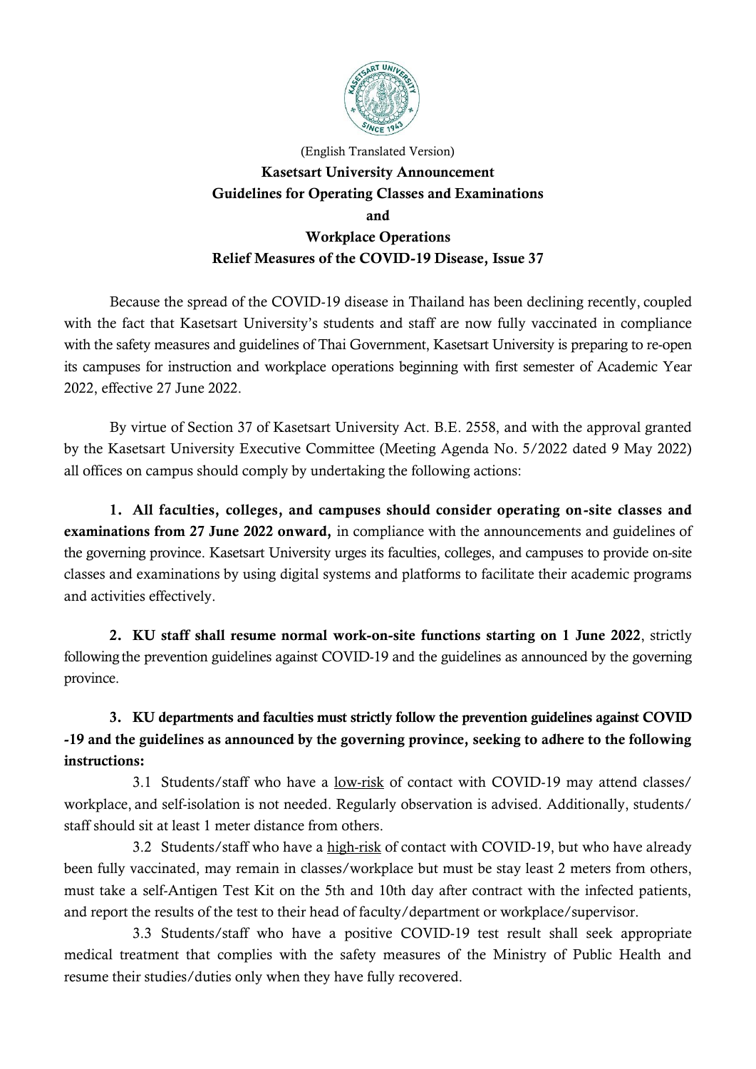(English Translated Version)

# Kasetsart University Announcement
## Guidelines for Operating Classes and Examinations
## and
## Workplace Operations
## Relief Measures of the COVID-19 Disease, Issue 37

Because the spread of the COVID-19 disease in Thailand has been declining recently, coupled with the fact that Kasetsart University's students and staff are now fully vaccinated in compliance with the safety measures and guidelines of Thai Government, Kasetsart University is preparing to re-open its campuses for instruction and workplace operations beginning with first semester of Academic Year 2022, effective 27 June 2022.

By virtue of Section 37 of Kasetsart University Act. B.E. 2558, and with the approval granted by the Kasetsart University Executive Committee (Meeting Agenda No. 5/2022 dated 9 May 2022) all offices on campus should comply by undertaking the following actions:

**1. All faculties, colleges, and campuses should consider operating on-site classes and examinations from 27 June 2022 onward,** in compliance with the announcements and guidelines of the governing province. Kasetsart University urges its faculties, colleges, and campuses to provide on-site classes and examinations by using digital systems and platforms to facilitate their academic programs and activities effectively.

**2. KU staff shall resume normal work-on-site functions starting on 1 June 2022**, strictly following the prevention guidelines against COVID-19 and the guidelines as announced by the governing province.

**3. KU departments and faculties must strictly follow the prevention guidelines against COVID -19 and the guidelines as announced by the governing province, seeking to adhere to the following instructions:**

3.1 Students/staff who have a <u>low-risk</u> of contact with COVID-19 may attend classes/ workplace, and self-isolation is not needed. Regularly observation is advised. Additionally, students/ staff should sit at least 1 meter distance from others.

3.2 Students/staff who have a <u>high-risk</u> of contact with COVID-19, but who have already been fully vaccinated, may remain in classes/workplace but must be stay least 2 meters from others, must take a self-Antigen Test Kit on the 5th and 10th day after contract with the infected patients, and report the results of the test to their head of faculty/department or workplace/supervisor.

3.3 Students/staff who have a positive COVID-19 test result shall seek appropriate medical treatment that complies with the safety measures of the Ministry of Public Health and resume their studies/duties only when they have fully recovered.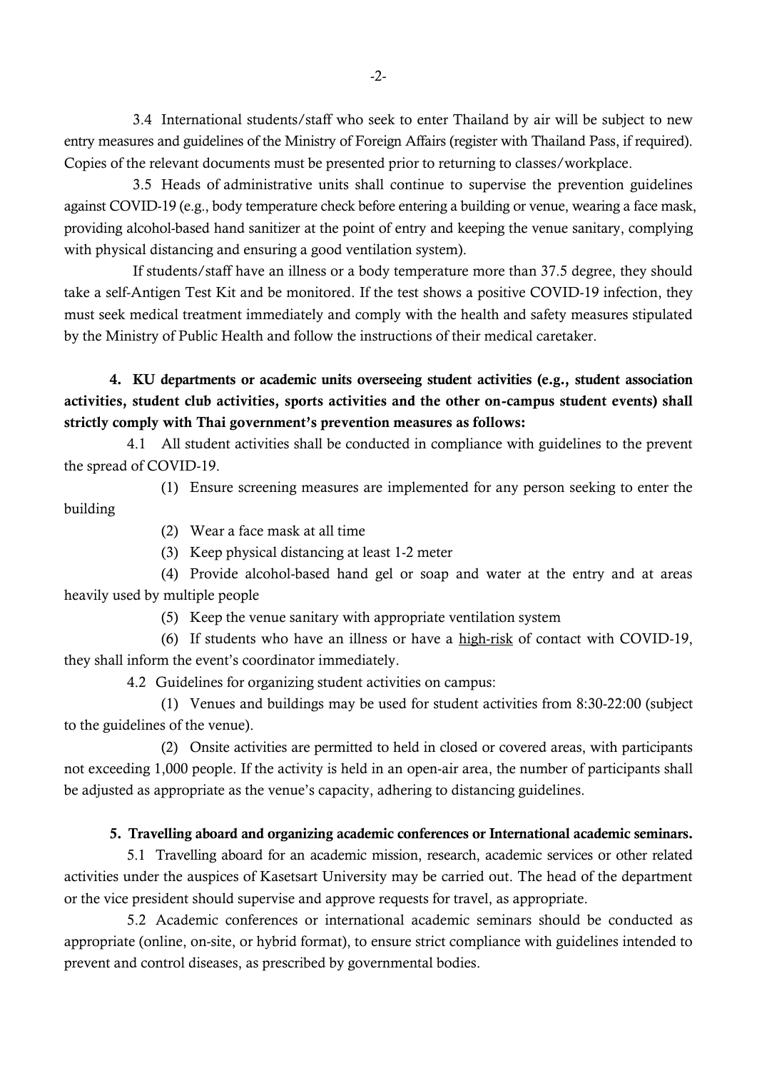3.4 International students/staff who seek to enter Thailand by air will be subject to new entry measures and guidelines of the Ministry of Foreign Affairs (register with Thailand Pass, if required). Copies of the relevant documents must be presented prior to returning to classes/workplace.

3.5 Heads of administrative units shall continue to supervise the prevention guidelines against COVID-19 (e.g., body temperature check before entering a building or venue, wearing a face mask, providing alcohol-based hand sanitizer at the point of entry and keeping the venue sanitary, complying with physical distancing and ensuring a good ventilation system).

If students/staff have an illness or a body temperature more than 37.5 degree, they should take a self-Antigen Test Kit and be monitored. If the test shows a positive COVID-19 infection, they must seek medical treatment immediately and comply with the health and safety measures stipulated by the Ministry of Public Health and follow the instructions of their medical caretaker.

**4. KU departments or academic units overseeing student activities (e.g., student association activities, student club activities, sports activities and the other on-campus student events) shall strictly comply with Thai government's prevention measures as follows:**

4.1 All student activities shall be conducted in compliance with guidelines to the prevent the spread of COVID-19.

(1) Ensure screening measures are implemented for any person seeking to enter the building

(2) Wear a face mask at all time

(3) Keep physical distancing at least 1-2 meter

(4) Provide alcohol-based hand gel or soap and water at the entry and at areas heavily used by multiple people

(5) Keep the venue sanitary with appropriate ventilation system

(6) If students who have an illness or have a high-risk of contact with COVID-19, they shall inform the event's coordinator immediately.

4.2 Guidelines for organizing student activities on campus:

(1) Venues and buildings may be used for student activities from 8:30-22:00 (subject to the guidelines of the venue).

(2) Onsite activities are permitted to held in closed or covered areas, with participants not exceeding 1,000 people. If the activity is held in an open-air area, the number of participants shall be adjusted as appropriate as the venue's capacity, adhering to distancing guidelines.

**5. Travelling aboard and organizing academic conferences or International academic seminars.**

5.1 Travelling aboard for an academic mission, research, academic services or other related activities under the auspices of Kasetsart University may be carried out. The head of the department or the vice president should supervise and approve requests for travel, as appropriate.

5.2 Academic conferences or international academic seminars should be conducted as appropriate (online, on-site, or hybrid format), to ensure strict compliance with guidelines intended to prevent and control diseases, as prescribed by governmental bodies.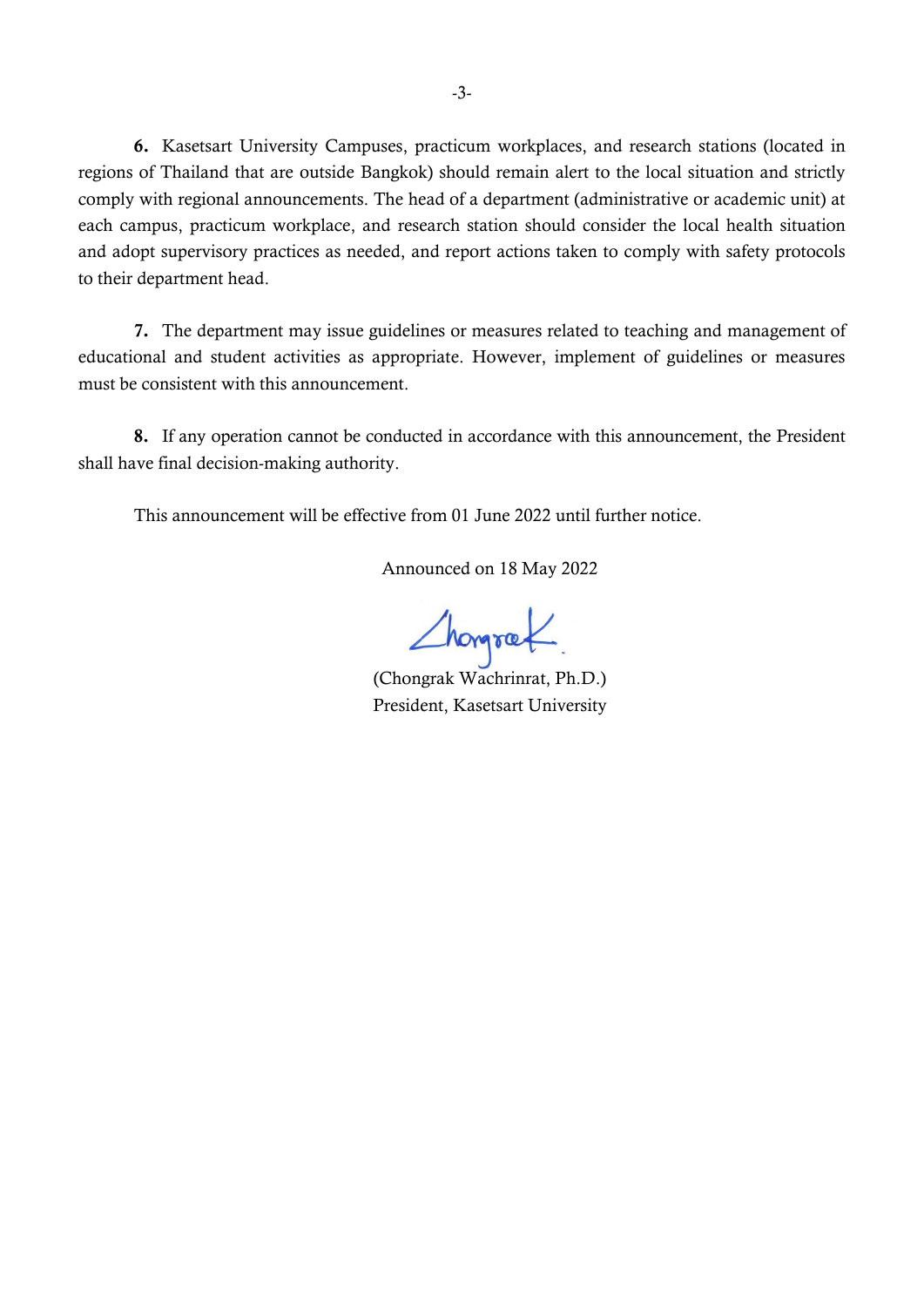**6.** Kasetsart University Campuses, practicum workplaces, and research stations (located in regions of Thailand that are outside Bangkok) should remain alert to the local situation and strictly comply with regional announcements. The head of a department (administrative or academic unit) at each campus, practicum workplace, and research station should consider the local health situation and adopt supervisory practices as needed, and report actions taken to comply with safety protocols to their department head.

**7.** The department may issue guidelines or measures related to teaching and management of educational and student activities as appropriate. However, implement of guidelines or measures must be consistent with this announcement.

**8.** If any operation cannot be conducted in accordance with this announcement, the President shall have final decision-making authority.

This announcement will be effective from 01 June 2022 until further notice.

Announced on 18 May 2022

Chongrak

(Chongrak Wachrinrat, Ph.D.)
President, Kasetsart University